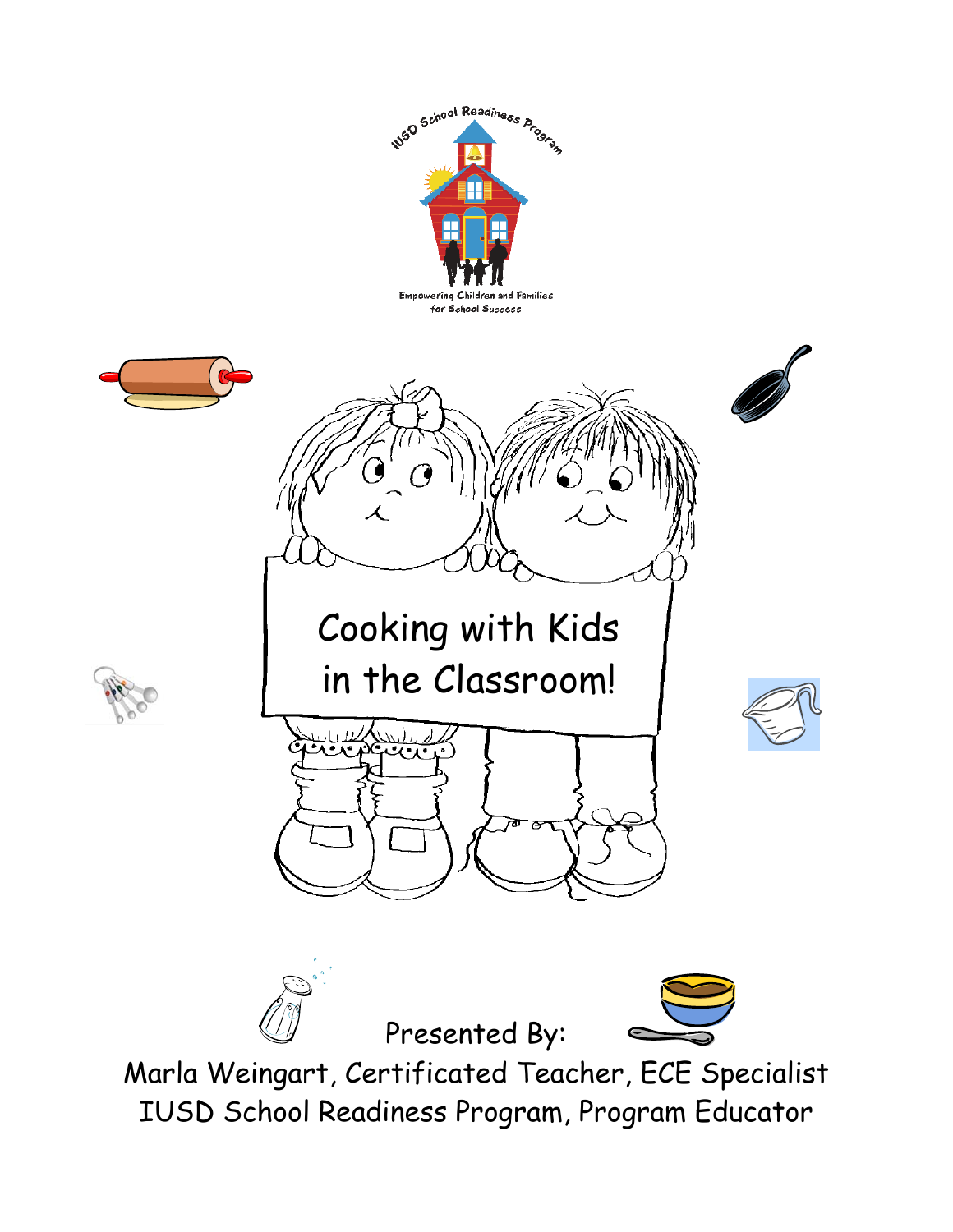IUSD School Readiness Program

Empowering Children and Families for School Success

# Cooking with Kids in the Classroom!

Presented By:

Marla Weingart, Certificated Teacher, ECE Specialist

IUSD School Readiness Program, Program Educator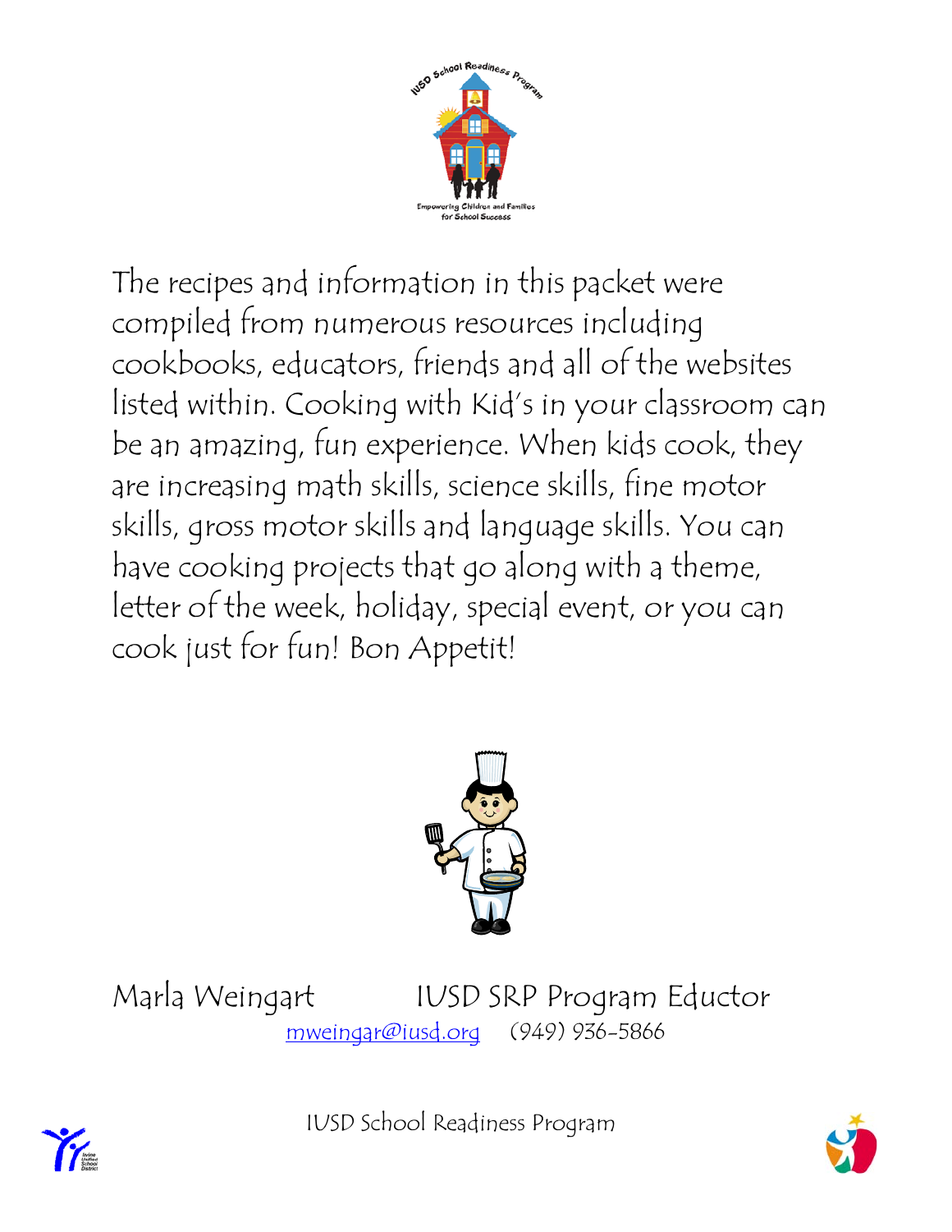The recipes and information in this packet were compiled from numerous resources including cookbooks, educators, friends and all of the websites listed within. Cooking with Kid's in your classroom can be an amazing, fun experience. When kids cook, they are increasing math skills, science skills, fine motor skills, gross motor skills and language skills. You can have cooking projects that go along with a theme, letter of the week, holiday, special event, or you can cook just for fun! Bon Appetit!

Marla Weingart IUSD SRP Program Eductor

mweingar@iusd.org (949) 936-5866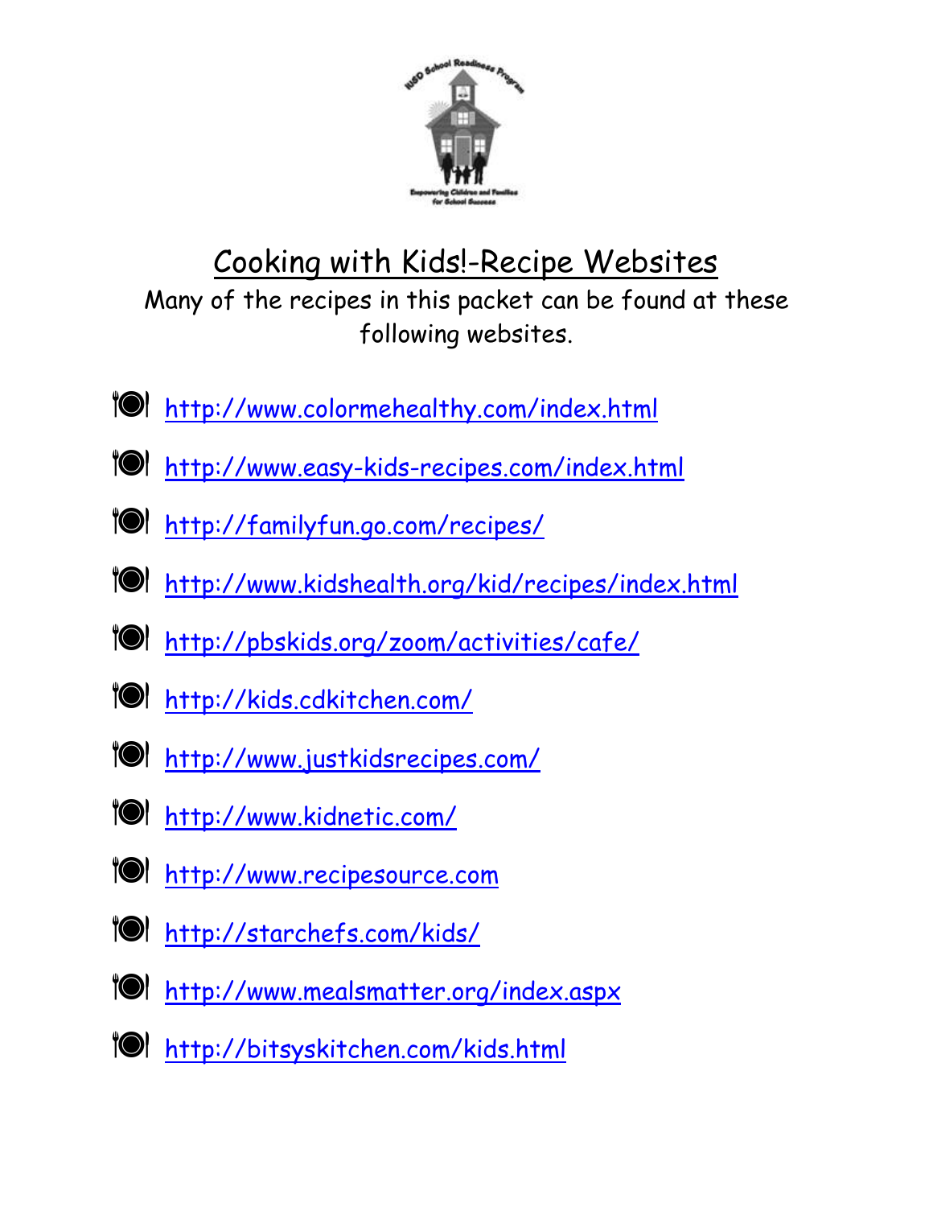# Cooking with Kids!-Recipe Websites

Many of the recipes in this packet can be found at these following websites.

- http://www.colormehealthy.com/index.html
- http://www.easy-kids-recipes.com/index.html
- http://familyfun.go.com/recipes/
- http://www.kidshealth.org/kid/recipes/index.html
- http://pbskids.org/zoom/activities/cafe/
- http://kids.cdkitchen.com/
- http://www.justkidsrecipes.com/
- http://www.kidnetic.com/
- http://www.recipesource.com
- http://starchefs.com/kids/
- http://www.mealsmatter.org/index.aspx
- http://bitsyskitchen.com/kids.html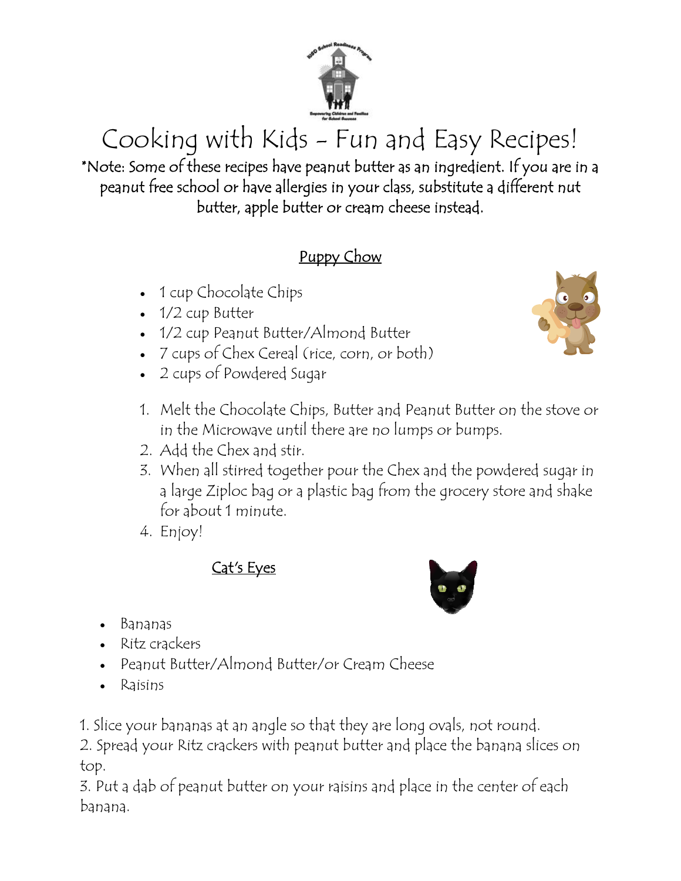# Cooking with Kids – Fun and Easy Recipes!

*Note: Some of these recipes have peanut butter as an ingredient. If you are in a peanut free school or have allergies in your class, substitute a different nut butter, apple butter or cream cheese instead.

## Puppy Chow

- 1 cup Chocolate Chips
- 1/2 cup Butter
- 1/2 cup Peanut Butter/Almond Butter
- 7 cups of Chex Cereal (rice, corn, or both)
- 2 cups of Powdered Sugar

1. Melt the Chocolate Chips, Butter and Peanut Butter on the stove or in the Microwave until there are no lumps or bumps.
2. Add the Chex and stir.
3. When all stirred together pour the Chex and the powdered sugar in a large Ziploc bag or a plastic bag from the grocery store and shake for about 1 minute.
4. Enjoy!

## Cat's Eyes

- Bananas
- Ritz crackers
- Peanut Butter/Almond Butter/or Cream Cheese
- Raisins

1. Slice your bananas at an angle so that they are long ovals, not round.
2. Spread your Ritz crackers with peanut butter and place the banana slices on top.
3. Put a dab of peanut butter on your raisins and place in the center of each banana.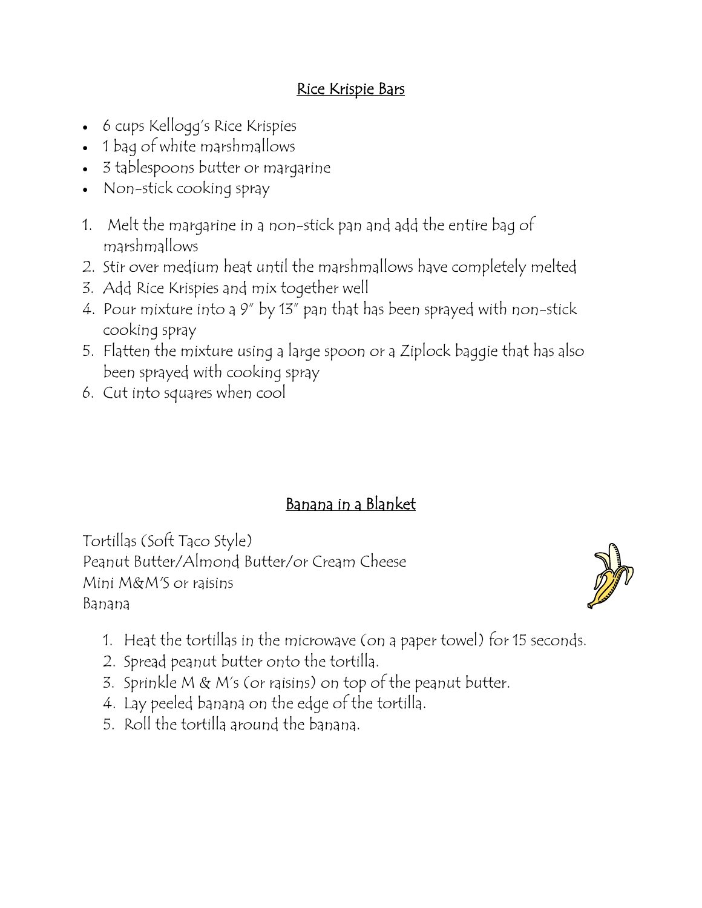## Rice Krispie Bars

- 6 cups Kellogg's Rice Krispies
- 1 bag of white marshmallows
- 3 tablespoons butter or margarine
- Non-stick cooking spray

1. Melt the margarine in a non-stick pan and add the entire bag of marshmallows
2. Stir over medium heat until the marshmallows have completely melted
3. Add Rice Krispies and mix together well
4. Pour mixture into a 9" by 13" pan that has been sprayed with non-stick cooking spray
5. Flatten the mixture using a large spoon or a Ziplock baggie that has also been sprayed with cooking spray
6. Cut into squares when cool

## Banana in a Blanket

Tortillas (Soft Taco Style)
Peanut Butter/Almond Butter/or Cream Cheese
Mini M&M'S or raisins
Banana

1. Heat the tortillas in the microwave (on a paper towel) for 15 seconds.
2. Spread peanut butter onto the tortilla.
3. Sprinkle M & M's (or raisins) on top of the peanut butter.
4. Lay peeled banana on the edge of the tortilla.
5. Roll the tortilla around the banana.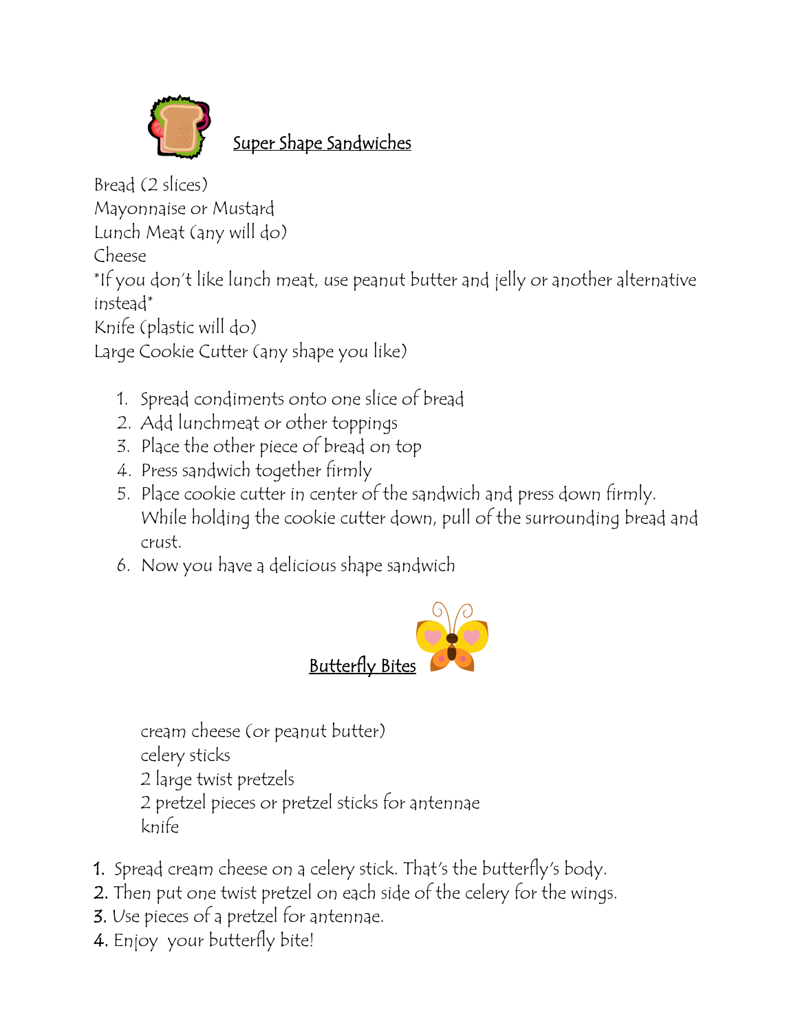## Super Shape Sandwiches

Bread (2 slices)
Mayonnaise or Mustard
Lunch Meat (any will do)
Cheese
*If you don't like lunch meat, use peanut butter and jelly or another alternative instead*
Knife (plastic will do)
Large Cookie Cutter (any shape you like)

1. Spread condiments onto one slice of bread
2. Add lunchmeat or other toppings
3. Place the other piece of bread on top
4. Press sandwich together firmly
5. Place cookie cutter in center of the sandwich and press down firmly. While holding the cookie cutter down, pull of the surrounding bread and crust.
6. Now you have a delicious shape sandwich

## Butterfly Bites

cream cheese (or peanut butter)
celery sticks
2 large twist pretzels
2 pretzel pieces or pretzel sticks for antennae
knife

1. Spread cream cheese on a celery stick. That's the butterfly's body.
2. Then put one twist pretzel on each side of the celery for the wings.
3. Use pieces of a pretzel for antennae.
4. Enjoy your butterfly bite!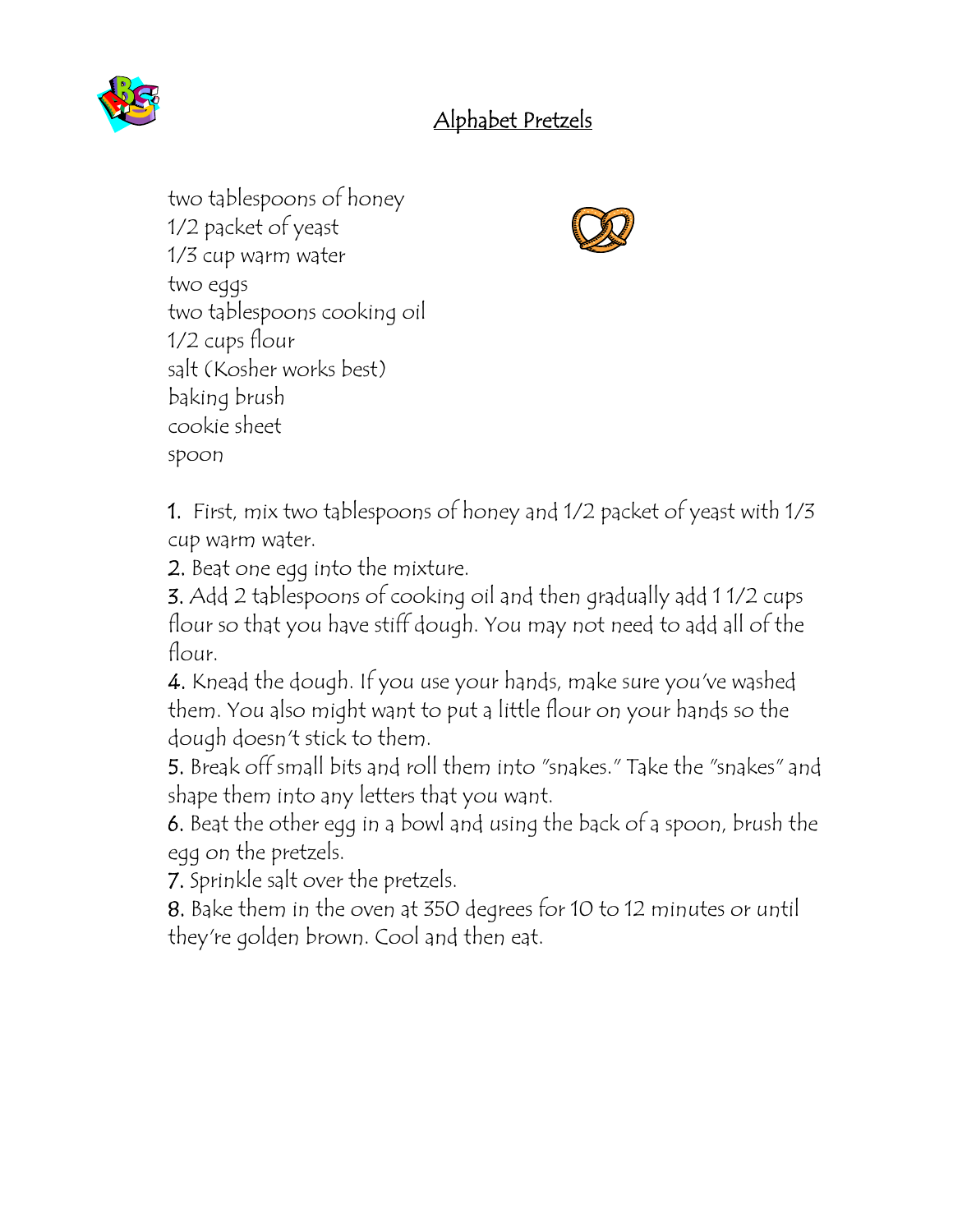# Alphabet Pretzels

two tablespoons of honey
1/2 packet of yeast
1/3 cup warm water
two eggs
two tablespoons cooking oil
1/2 cups flour
salt (Kosher works best)
baking brush
cookie sheet
spoon

1. First, mix two tablespoons of honey and 1/2 packet of yeast with 1/3 cup warm water.
2. Beat one egg into the mixture.
3. Add 2 tablespoons of cooking oil and then gradually add 1 1/2 cups flour so that you have stiff dough. You may not need to add all of the flour.
4. Knead the dough. If you use your hands, make sure you've washed them. You also might want to put a little flour on your hands so the dough doesn't stick to them.
5. Break off small bits and roll them into "snakes." Take the "snakes" and shape them into any letters that you want.
6. Beat the other egg in a bowl and using the back of a spoon, brush the egg on the pretzels.
7. Sprinkle salt over the pretzels.
8. Bake them in the oven at 350 degrees for 10 to 12 minutes or until they're golden brown. Cool and then eat.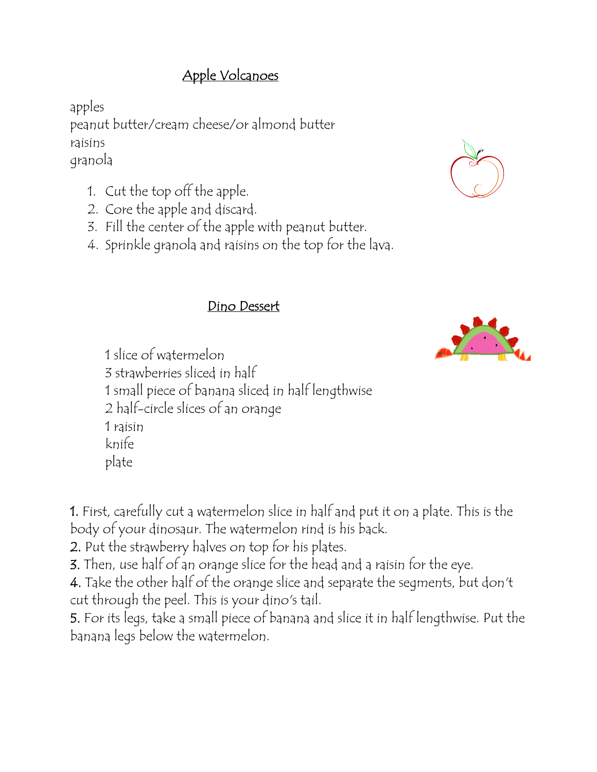## Apple Volcanoes

apples
peanut butter/cream cheese/or almond butter
raisins
granola

1. Cut the top off the apple.
2. Core the apple and discard.
3. Fill the center of the apple with peanut butter.
4. Sprinkle granola and raisins on the top for the lava.

## Dino Dessert

1 slice of watermelon
3 strawberries sliced in half
1 small piece of banana sliced in half lengthwise
2 half-circle slices of an orange
1 raisin
knife
plate

1. First, carefully cut a watermelon slice in half and put it on a plate. This is the body of your dinosaur. The watermelon rind is his back.
2. Put the strawberry halves on top for his plates.
3. Then, use half of an orange slice for the head and a raisin for the eye.
4. Take the other half of the orange slice and separate the segments, but don't cut through the peel. This is your dino's tail.
5. For its legs, take a small piece of banana and slice it in half lengthwise. Put the banana legs below the watermelon.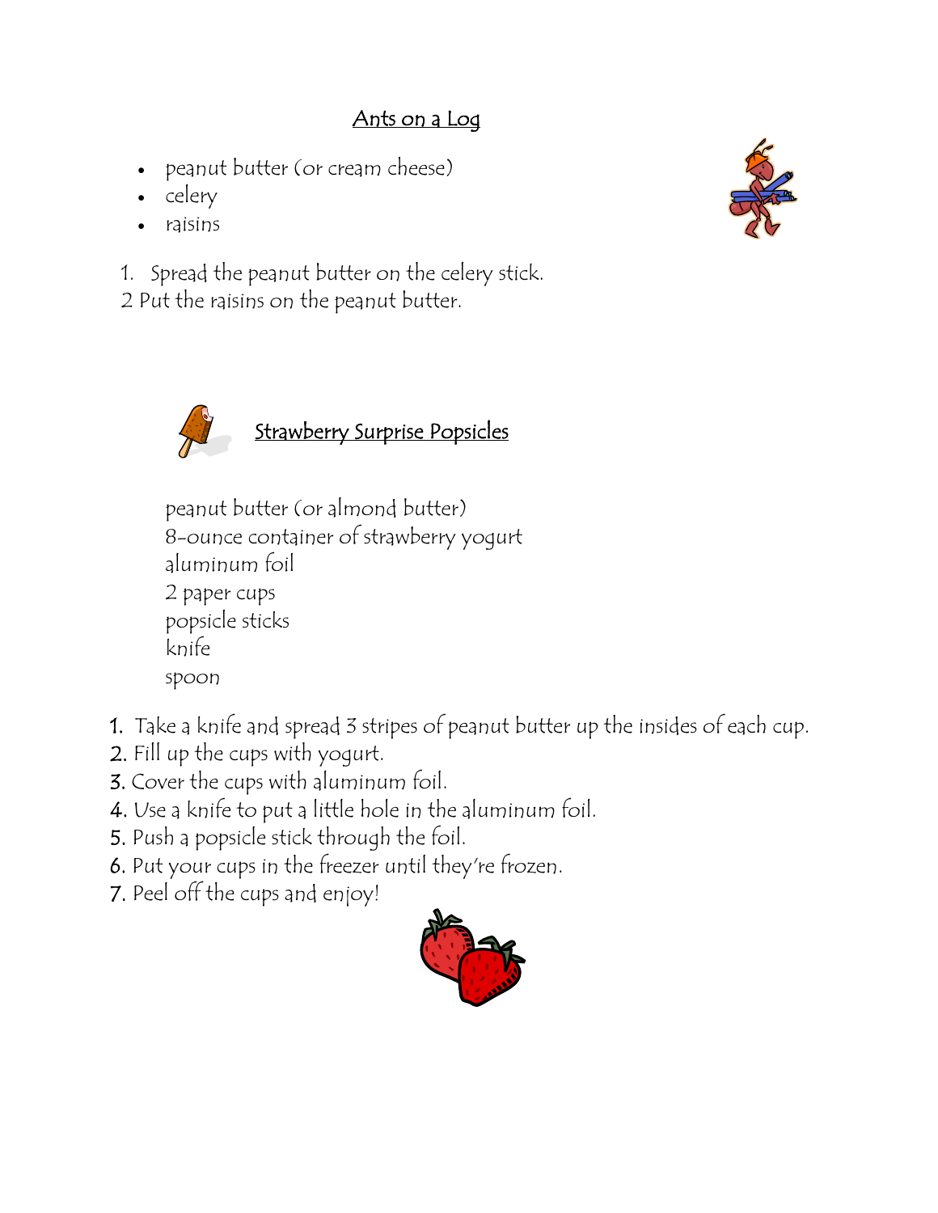## Ants on a Log

- peanut butter (or cream cheese)
- celery
- raisins

1. Spread the peanut butter on the celery stick.
2. Put the raisins on the peanut butter.

## Strawberry Surprise Popsicles

peanut butter (or almond butter)
8-ounce container of strawberry yogurt
aluminum foil
2 paper cups
popsicle sticks
knife
spoon

1. Take a knife and spread 3 stripes of peanut butter up the insides of each cup.
2. Fill up the cups with yogurt.
3. Cover the cups with aluminum foil.
4. Use a knife to put a little hole in the aluminum foil.
5. Push a popsicle stick through the foil.
6. Put your cups in the freezer until they're frozen.
7. Peel off the cups and enjoy!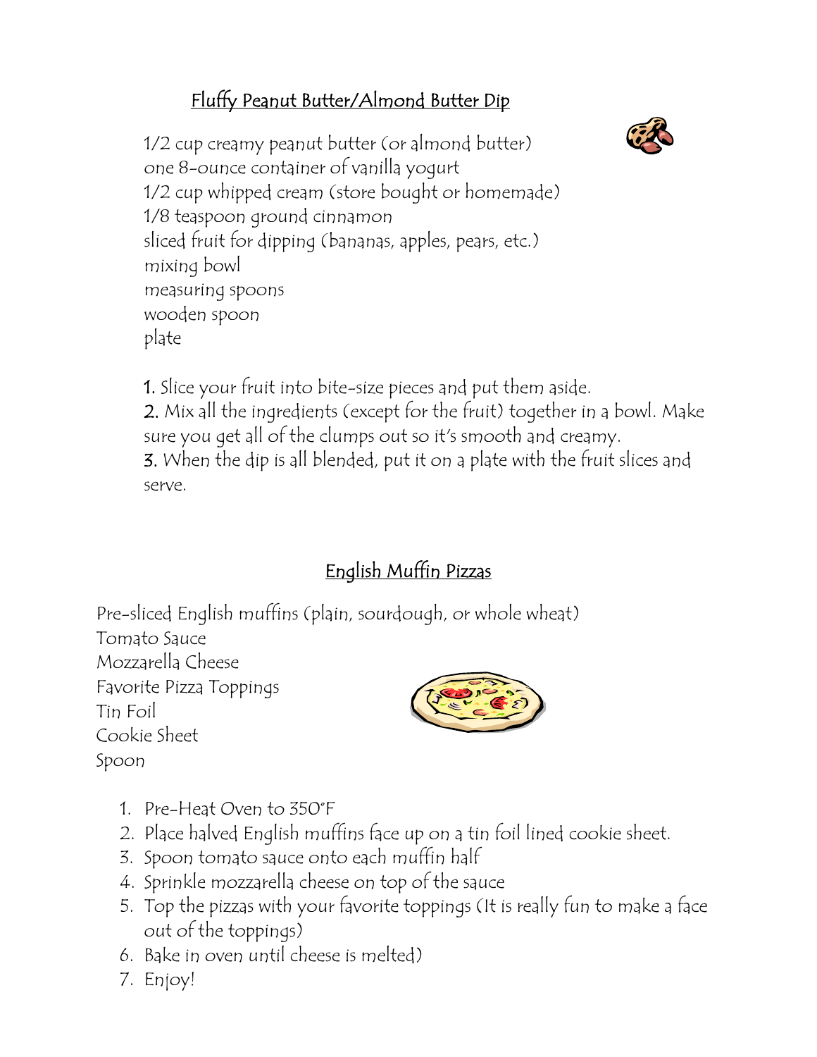## Fluffy Peanut Butter/Almond Butter Dip

1/2 cup creamy peanut butter (or almond butter)
one 8-ounce container of vanilla yogurt
1/2 cup whipped cream (store bought or homemade)
1/8 teaspoon ground cinnamon
sliced fruit for dipping (bananas, apples, pears, etc.)
mixing bowl
measuring spoons
wooden spoon
plate

**1.** Slice your fruit into bite-size pieces and put them aside.
**2.** Mix all the ingredients (except for the fruit) together in a bowl. Make sure you get all of the clumps out so it's smooth and creamy.
**3.** When the dip is all blended, put it on a plate with the fruit slices and serve.

## English Muffin Pizzas

Pre-sliced English muffins (plain, sourdough, or whole wheat)
Tomato Sauce
Mozzarella Cheese
Favorite Pizza Toppings
Tin Foil
Cookie Sheet
Spoon

1. Pre-Heat Oven to 350°F
2. Place halved English muffins face up on a tin foil lined cookie sheet.
3. Spoon tomato sauce onto each muffin half
4. Sprinkle mozzarella cheese on top of the sauce
5. Top the pizzas with your favorite toppings (It is really fun to make a face out of the toppings)
6. Bake in oven until cheese is melted)
7. Enjoy!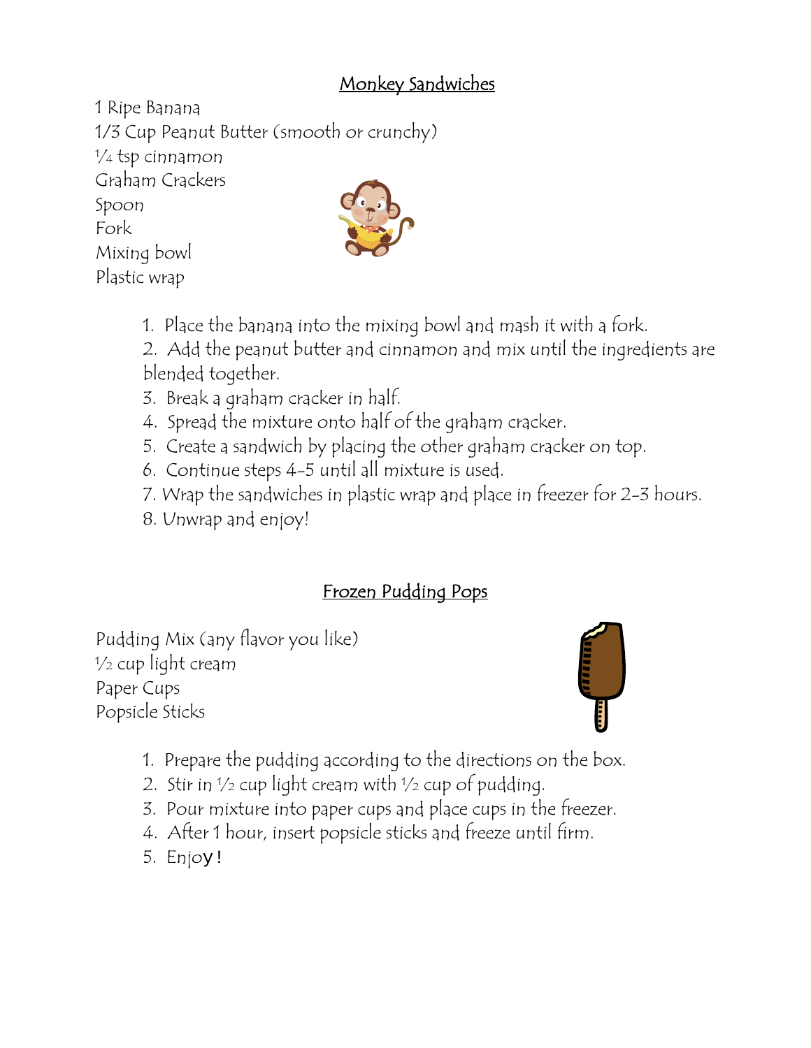## Monkey Sandwiches

1 Ripe Banana
1/3 Cup Peanut Butter (smooth or crunchy)
¼ tsp cinnamon
Graham Crackers
Spoon
Fork
Mixing bowl
Plastic wrap

1. Place the banana into the mixing bowl and mash it with a fork.
2. Add the peanut butter and cinnamon and mix until the ingredients are blended together.
3. Break a graham cracker in half.
4. Spread the mixture onto half of the graham cracker.
5. Create a sandwich by placing the other graham cracker on top.
6. Continue steps 4-5 until all mixture is used.
7. Wrap the sandwiches in plastic wrap and place in freezer for 2-3 hours.
8. Unwrap and enjoy!

## Frozen Pudding Pops

Pudding Mix (any flavor you like)
½ cup light cream
Paper Cups
Popsicle Sticks

1. Prepare the pudding according to the directions on the box.
2. Stir in ½ cup light cream with ½ cup of pudding.
3. Pour mixture into paper cups and place cups in the freezer.
4. After 1 hour, insert popsicle sticks and freeze until firm.
5. Enjoy!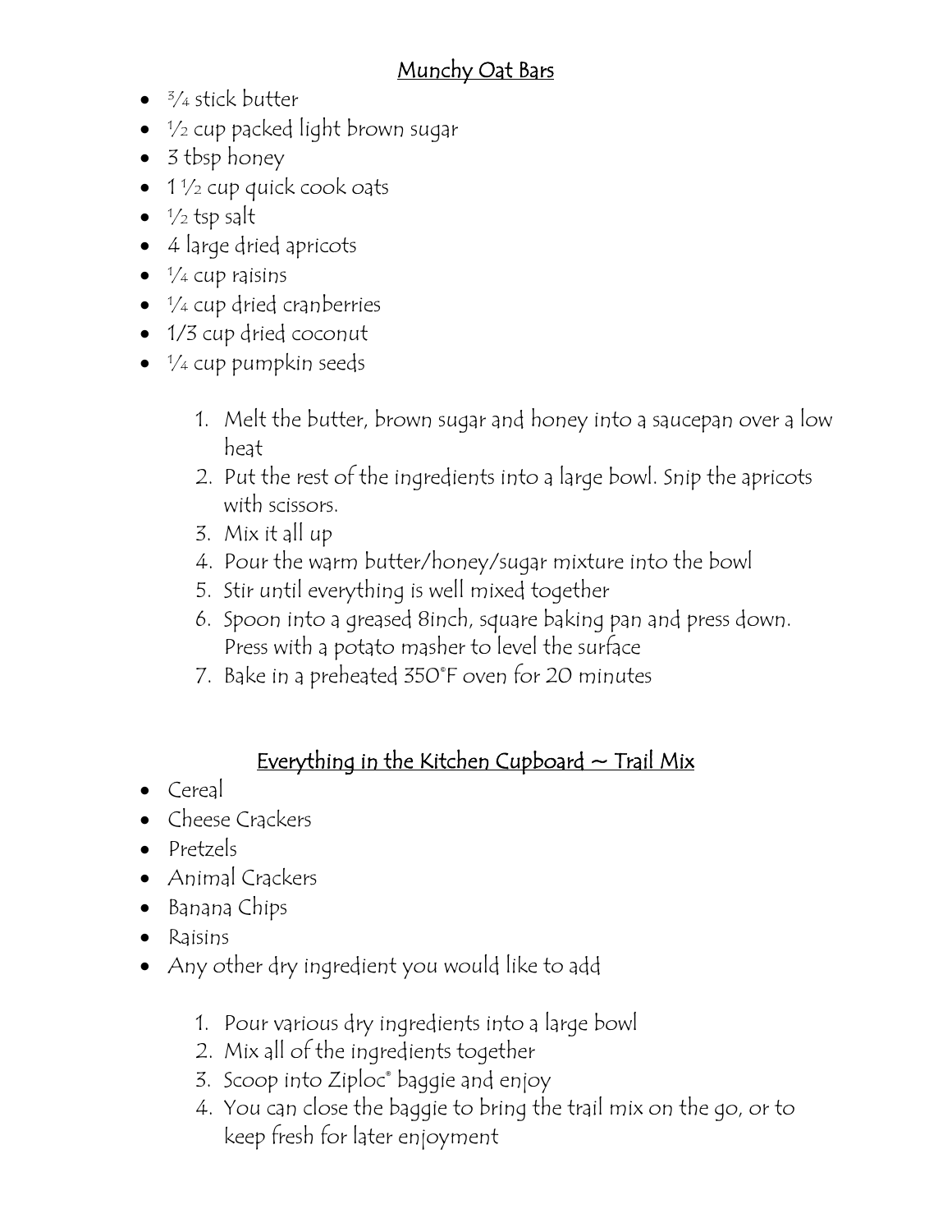## Munchy Oat Bars

- ¾ stick butter
- ½ cup packed light brown sugar
- 3 tbsp honey
- 1 ½ cup quick cook oats
- ½ tsp salt
- 4 large dried apricots
- ¼ cup raisins
- ¼ cup dried cranberries
- 1/3 cup dried coconut
- ¼ cup pumpkin seeds

1. Melt the butter, brown sugar and honey into a saucepan over a low heat
2. Put the rest of the ingredients into a large bowl. Snip the apricots with scissors.
3. Mix it all up
4. Pour the warm butter/honey/sugar mixture into the bowl
5. Stir until everything is well mixed together
6. Spoon into a greased 8inch, square baking pan and press down. Press with a potato masher to level the surface
7. Bake in a preheated 350°F oven for 20 minutes

## Everything in the Kitchen Cupboard ~ Trail Mix

- Cereal
- Cheese Crackers
- Pretzels
- Animal Crackers
- Banana Chips
- Raisins
- Any other dry ingredient you would like to add

1. Pour various dry ingredients into a large bowl
2. Mix all of the ingredients together
3. Scoop into Ziploc® baggie and enjoy
4. You can close the baggie to bring the trail mix on the go, or to keep fresh for later enjoyment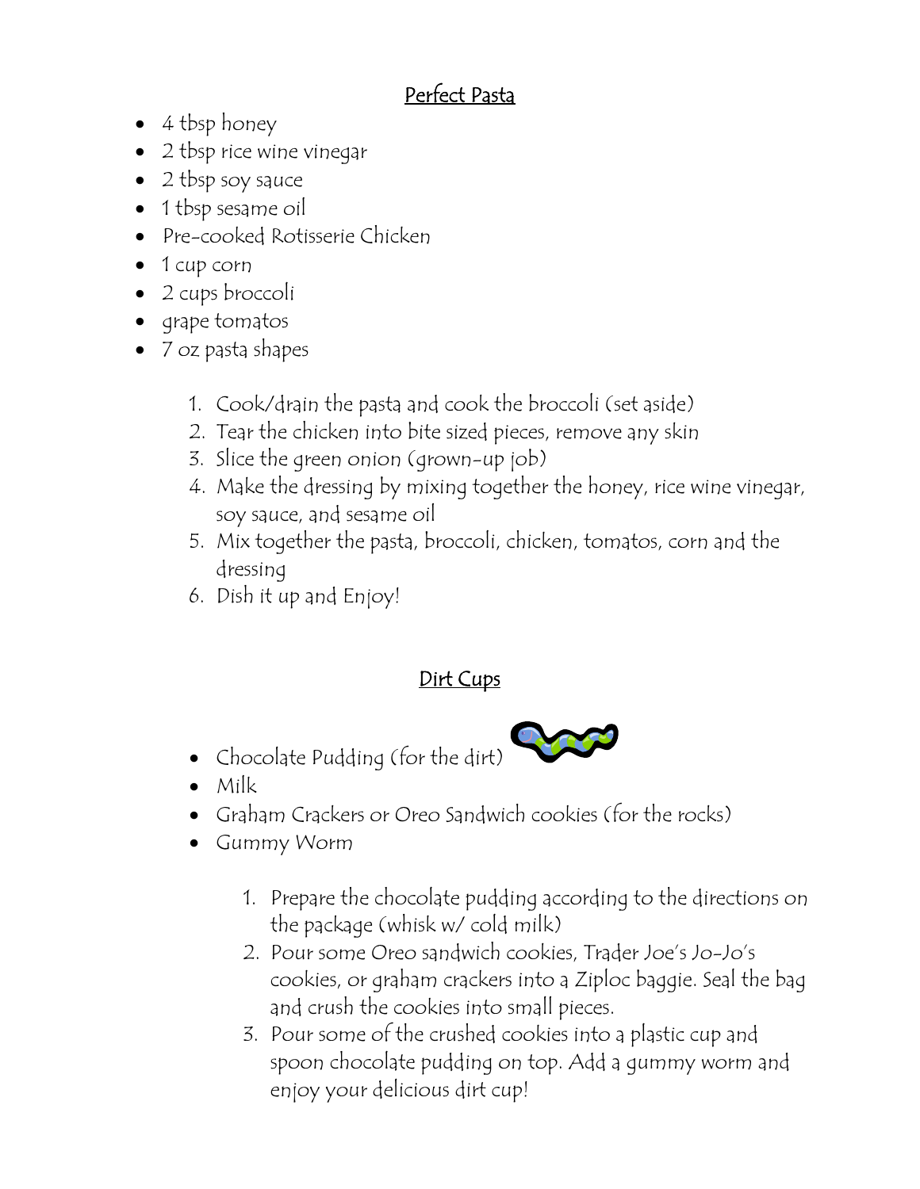## Perfect Pasta

- 4 tbsp honey
- 2 tbsp rice wine vinegar
- 2 tbsp soy sauce
- 1 tbsp sesame oil
- Pre-cooked Rotisserie Chicken
- 1 cup corn
- 2 cups broccoli
- grape tomatos
- 7 oz pasta shapes

1. Cook/drain the pasta and cook the broccoli (set aside)
2. Tear the chicken into bite sized pieces, remove any skin
3. Slice the green onion (grown-up job)
4. Make the dressing by mixing together the honey, rice wine vinegar, soy sauce, and sesame oil
5. Mix together the pasta, broccoli, chicken, tomatos, corn and the dressing
6. Dish it up and Enjoy!

## Dirt Cups

- Chocolate Pudding (for the dirt)
- Milk
- Graham Crackers or Oreo Sandwich cookies (for the rocks)
- Gummy Worm

1. Prepare the chocolate pudding according to the directions on the package (whisk w/ cold milk)
2. Pour some Oreo sandwich cookies, Trader Joe's Jo-Jo's cookies, or graham crackers into a Ziploc baggie. Seal the bag and crush the cookies into small pieces.
3. Pour some of the crushed cookies into a plastic cup and spoon chocolate pudding on top. Add a gummy worm and enjoy your delicious dirt cup!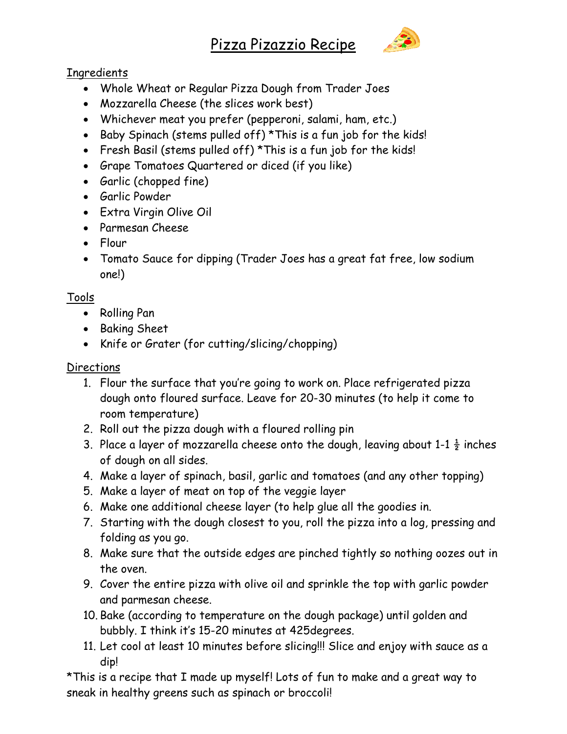# Pizza Pizazzio Recipe

## Ingredients

- Whole Wheat or Regular Pizza Dough from Trader Joes
- Mozzarella Cheese (the slices work best)
- Whichever meat you prefer (pepperoni, salami, ham, etc.)
- Baby Spinach (stems pulled off) *This is a fun job for the kids!
- Fresh Basil (stems pulled off) *This is a fun job for the kids!
- Grape Tomatoes Quartered or diced (if you like)
- Garlic (chopped fine)
- Garlic Powder
- Extra Virgin Olive Oil
- Parmesan Cheese
- Flour
- Tomato Sauce for dipping (Trader Joes has a great fat free, low sodium one!)

## Tools

- Rolling Pan
- Baking Sheet
- Knife or Grater (for cutting/slicing/chopping)

## Directions

1. Flour the surface that you're going to work on. Place refrigerated pizza dough onto floured surface. Leave for 20-30 minutes (to help it come to room temperature)
2. Roll out the pizza dough with a floured rolling pin
3. Place a layer of mozzarella cheese onto the dough, leaving about 1-1 ½ inches of dough on all sides.
4. Make a layer of spinach, basil, garlic and tomatoes (and any other topping)
5. Make a layer of meat on top of the veggie layer
6. Make one additional cheese layer (to help glue all the goodies in.
7. Starting with the dough closest to you, roll the pizza into a log, pressing and folding as you go.
8. Make sure that the outside edges are pinched tightly so nothing oozes out in the oven.
9. Cover the entire pizza with olive oil and sprinkle the top with garlic powder and parmesan cheese.
10. Bake (according to temperature on the dough package) until golden and bubbly. I think it's 15-20 minutes at 425degrees.
11. Let cool at least 10 minutes before slicing!!! Slice and enjoy with sauce as a dip!

*This is a recipe that I made up myself! Lots of fun to make and a great way to sneak in healthy greens such as spinach or broccoli!